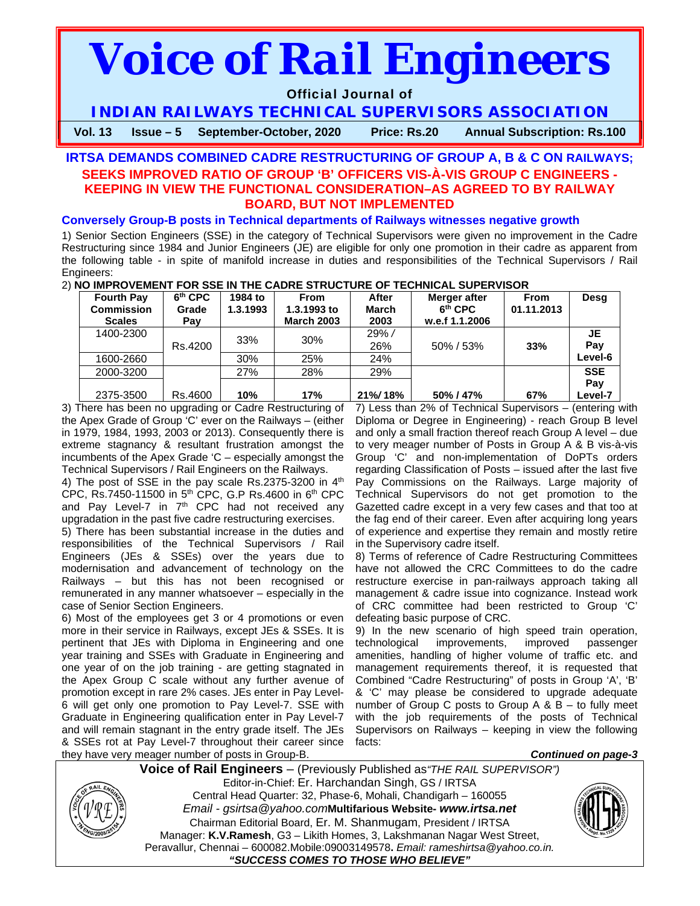# Voice of Rail Engineers

**Official Journal of**

**INDIAN RAILWAYS TECHNICAL SUPERVISORS ASSOCIATION**

**Vol. 13 Issue – 5 September-October, 2020 Price: Rs.20 Annual Subscription: Rs.100**

## IRTSA DEMANDS COMBINED CADRE RESTRUCTURING OF GROUP A, B & C ON RAILWAYS; SEEKS IMPROVED RATIO OF GROUP 'B' OFFICERS VIS-À-VIS GROUP C ENGINEERS - KEEPING IN VIEW THE FUNCTIONAL CONSIDERATION–AS AGREED TO BY RAILWAY BOARD, BUT NOT IMPLEMENTED

### Conversely Group-B posts in Technical departments of Railways witnesses negative growth

1) Senior Section Engineers (SSE) in the category of Technical Supervisors were given no improvement in the Cadre Restructuring since 1984 and Junior Engineers (JE) are eligible for only one promotion in their cadre as apparent from the following table - in spite of manifold increase in duties and responsibilities of the Technical Supervisors / Rail Engineers:

2) **NO IMPROVEMENT FOR SSE IN THE CADRE STRUCTURE OF TECHNICAL SUPERVISOR**

| Fourth Pay Commission Scales | 6th CPC Grade Pay | 1984 to 1.3.1993 | From 1.3.1993 to March 2003 | After March 2003 | Merger after 6th CPC w.e.f 1.1.2006 | From 01.11.2013 | Desg |
|---|---|---|---|---|---|---|---|
| 1400-2300 | Rs.4200 | 33% | 30% | 29% / 26% | 50% / 53% | **33%** | **JE Pay Level-6** |
| 1600-2660 | | 30% | 25% | 24% | | | |
| 2000-3200 | Rs.4600 | 27% | 28% | 29% | **50% / 47%** | **67%** | **SSE Pay Level-7** |
| 2375-3500 | | **10%** | **17%** | **21%/ 18%** | | | |

3) There has been no upgrading or Cadre Restructuring of the Apex Grade of Group 'C' ever on the Railways – (either in 1979, 1984, 1993, 2003 or 2013). Consequently there is extreme stagnancy & resultant frustration amongst the incumbents of the Apex Grade 'C – especially amongst the Technical Supervisors / Rail Engineers on the Railways.

4) The post of SSE in the pay scale Rs.2375-3200 in 4th CPC, Rs.7450-11500 in 5th CPC, G.P Rs.4600 in 6th CPC and Pay Level-7 in 7th CPC had not received any upgradation in the past five cadre restructuring exercises.

5) There has been substantial increase in the duties and responsibilities of the Technical Supervisors / Rail Engineers (JEs & SSEs) over the years due to modernisation and advancement of technology on the Railways – but this has not been recognised or remunerated in any manner whatsoever – especially in the case of Senior Section Engineers.

6) Most of the employees get 3 or 4 promotions or even more in their service in Railways, except JEs & SSEs. It is pertinent that JEs with Diploma in Engineering and one year training and SSEs with Graduate in Engineering and one year of on the job training - are getting stagnated in the Apex Group C scale without any further avenue of promotion except in rare 2% cases. JEs enter in Pay Level-6 will get only one promotion to Pay Level-7. SSE with Graduate in Engineering qualification enter in Pay Level-7 and will remain stagnant in the entry grade itself. The JEs & SSEs rot at Pay Level-7 throughout their career since they have very meager number of posts in Group-B.

7) Less than 2% of Technical Supervisors – (entering with Diploma or Degree in Engineering) - reach Group B level and only a small fraction thereof reach Group A level – due to very meager number of Posts in Group A & B vis-à-vis Group 'C' and non-implementation of DoPTs orders regarding Classification of Posts – issued after the last five Pay Commissions on the Railways. Large majority of Technical Supervisors do not get promotion to the Gazetted cadre except in a very few cases and that too at the fag end of their career. Even after acquiring long years of experience and expertise they remain and mostly retire in the Supervisory cadre itself.

8) Terms of reference of Cadre Restructuring Committees have not allowed the CRC Committees to do the cadre restructure exercise in pan-railways approach taking all management & cadre issue into cognizance. Instead work of CRC committee had been restricted to Group 'C' defeating basic purpose of CRC.

9) In the new scenario of high speed train operation, technological improvements, improved passenger amenities, handling of higher volume of traffic etc. and management requirements thereof, it is requested that Combined "Cadre Restructuring" of posts in Group 'A', 'B' & 'C' may please be considered to upgrade adequate number of Group C posts to Group A & B – to fully meet with the job requirements of the posts of Technical Supervisors on Railways – keeping in view the following facts:

***Continued on page-3***

**Voice of Rail Engineers** – (Previously Published as *"THE RAIL SUPERVISOR")*
Editor-in-Chief: Er. Harchandan Singh, GS / IRTSA
Central Head Quarter: 32, Phase-6, Mohali, Chandigarh – 160055
*Email - gsirtsa@yahoo.com* **Multifarious Website-** ***www.irtsa.net***
Chairman Editorial Board, Er. M. Shanmugam, President / IRTSA
Manager: **K.V.Ramesh**, G3 – Likith Homes, 3, Lakshmanan Nagar West Street, Peravallur, Chennai – 600082.Mobile:09003149578**.** *Email: rameshirtsa@yahoo.co.in.*

***"SUCCESS COMES TO THOSE WHO BELIEVE"***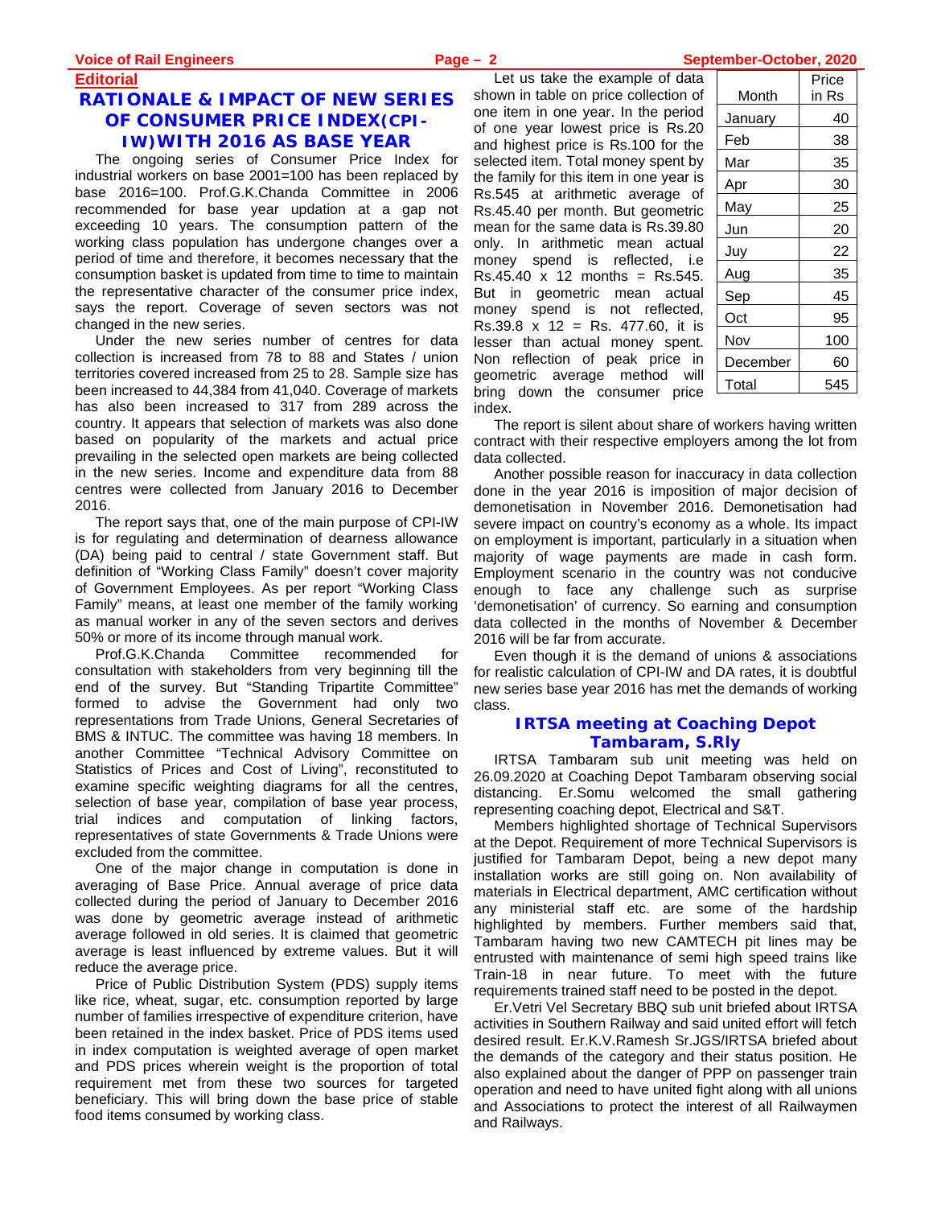## Editorial

# RATIONALE & IMPACT OF NEW SERIES OF CONSUMER PRICE INDEX(CPI-IW)WITH 2016 AS BASE YEAR

The ongoing series of Consumer Price Index for industrial workers on base 2001=100 has been replaced by base 2016=100. Prof.G.K.Chanda Committee in 2006 recommended for base year updation at a gap not exceeding 10 years. The consumption pattern of the working class population has undergone changes over a period of time and therefore, it becomes necessary that the consumption basket is updated from time to time to maintain the representative character of the consumer price index, says the report. Coverage of seven sectors was not changed in the new series.

Under the new series number of centres for data collection is increased from 78 to 88 and States / union territories covered increased from 25 to 28. Sample size has been increased to 44,384 from 41,040. Coverage of markets has also been increased to 317 from 289 across the country. It appears that selection of markets was also done based on popularity of the markets and actual price prevailing in the selected open markets are being collected in the new series. Income and expenditure data from 88 centres were collected from January 2016 to December 2016.

The report says that, one of the main purpose of CPI-IW is for regulating and determination of dearness allowance (DA) being paid to central / state Government staff. But definition of "Working Class Family" doesn't cover majority of Government Employees. As per report "Working Class Family" means, at least one member of the family working as manual worker in any of the seven sectors and derives 50% or more of its income through manual work.

Prof.G.K.Chanda Committee recommended for consultation with stakeholders from very beginning till the end of the survey. But "Standing Tripartite Committee" formed to advise the Government had only two representations from Trade Unions, General Secretaries of BMS & INTUC. The committee was having 18 members. In another Committee "Technical Advisory Committee on Statistics of Prices and Cost of Living", reconstituted to examine specific weighting diagrams for all the centres, selection of base year, compilation of base year process, trial indices and computation of linking factors, representatives of state Governments & Trade Unions were excluded from the committee.

One of the major change in computation is done in averaging of Base Price. Annual average of price data collected during the period of January to December 2016 was done by geometric average instead of arithmetic average followed in old series. It is claimed that geometric average is least influenced by extreme values. But it will reduce the average price.

Price of Public Distribution System (PDS) supply items like rice, wheat, sugar, etc. consumption reported by large number of families irrespective of expenditure criterion, have been retained in the index basket. Price of PDS items used in index computation is weighted average of open market and PDS prices wherein weight is the proportion of total requirement met from these two sources for targeted beneficiary. This will bring down the base price of stable food items consumed by working class.

Let us take the example of data shown in table on price collection of one item in one year. In the period of one year lowest price is Rs.20 and highest price is Rs.100 for the selected item. Total money spent by the family for this item in one year is Rs.545 at arithmetic average of Rs.45.40 per month. But geometric mean for the same data is Rs.39.80 only. In arithmetic mean actual money spend is reflected, i.e Rs.45.40 x 12 months = Rs.545. But in geometric mean actual money spend is not reflected, Rs.39.8 x 12 = Rs. 477.60, it is lesser than actual money spent. Non reflection of peak price in geometric average method will bring down the consumer price index.

| Month | Price in Rs |
|---|---|
| January | 40 |
| Feb | 38 |
| Mar | 35 |
| Apr | 30 |
| May | 25 |
| Jun | 20 |
| Juy | 22 |
| Aug | 35 |
| Sep | 45 |
| Oct | 95 |
| Nov | 100 |
| December | 60 |
| Total | 545 |

The report is silent about share of workers having written contract with their respective employers among the lot from data collected.

Another possible reason for inaccuracy in data collection done in the year 2016 is imposition of major decision of demonetisation in November 2016. Demonetisation had severe impact on country's economy as a whole. Its impact on employment is important, particularly in a situation when majority of wage payments are made in cash form. Employment scenario in the country was not conducive enough to face any challenge such as surprise 'demonetisation' of currency. So earning and consumption data collected in the months of November & December 2016 will be far from accurate.

Even though it is the demand of unions & associations for realistic calculation of CPI-IW and DA rates, it is doubtful new series base year 2016 has met the demands of working class.

## IRTSA meeting at Coaching Depot Tambaram, S.Rly

IRTSA Tambaram sub unit meeting was held on 26.09.2020 at Coaching Depot Tambaram observing social distancing. Er.Somu welcomed the small gathering representing coaching depot, Electrical and S&T.

Members highlighted shortage of Technical Supervisors at the Depot. Requirement of more Technical Supervisors is justified for Tambaram Depot, being a new depot many installation works are still going on. Non availability of materials in Electrical department, AMC certification without any ministerial staff etc. are some of the hardship highlighted by members. Further members said that, Tambaram having two new CAMTECH pit lines may be entrusted with maintenance of semi high speed trains like Train-18 in near future. To meet with the future requirements trained staff need to be posted in the depot.

Er.Vetri Vel Secretary BBQ sub unit briefed about IRTSA activities in Southern Railway and said united effort will fetch desired result. Er.K.V.Ramesh Sr.JGS/IRTSA briefed about the demands of the category and their status position. He also explained about the danger of PPP on passenger train operation and need to have united fight along with all unions and Associations to protect the interest of all Railwaymen and Railways.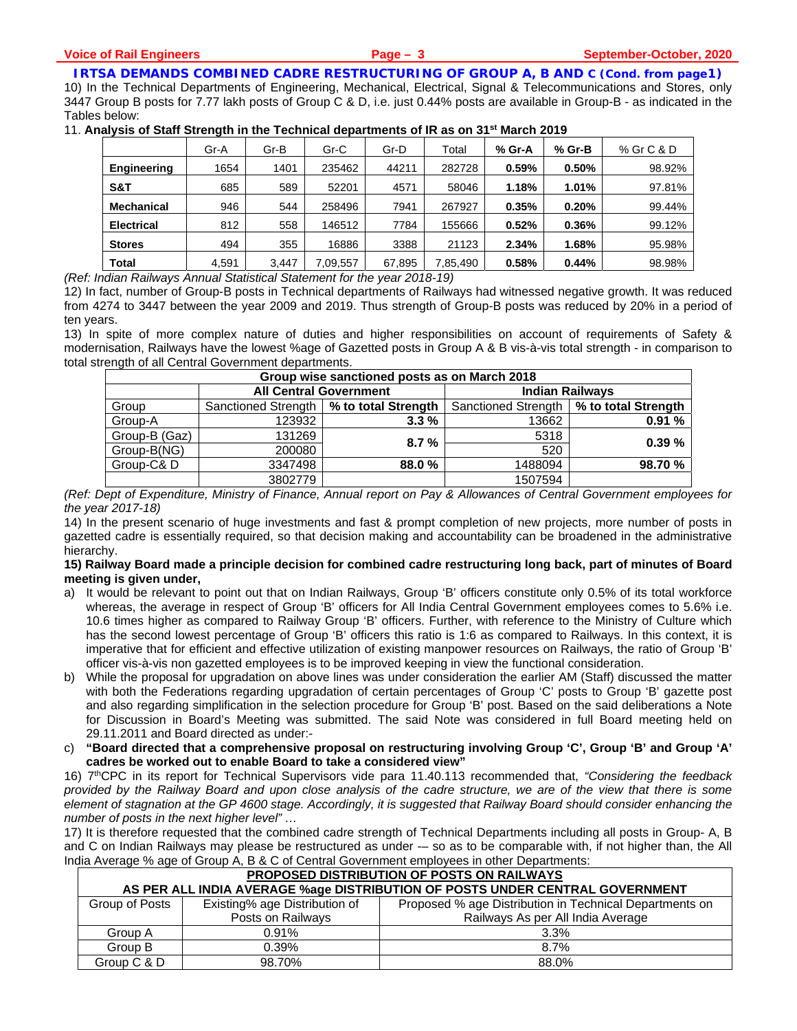## IRTSA DEMANDS COMBINED CADRE RESTRUCTURING OF GROUP A, B AND C (Cond. from page1)

10) In the Technical Departments of Engineering, Mechanical, Electrical, Signal & Telecommunications and Stores, only 3447 Group B posts for 7.77 lakh posts of Group C & D, i.e. just 0.44% posts are available in Group-B - as indicated in the Tables below:

11. **Analysis of Staff Strength in the Technical departments of IR as on 31st March 2019**

| | Gr-A | Gr-B | Gr-C | Gr-D | Total | % Gr-A | % Gr-B | % Gr C & D |
|---|---|---|---|---|---|---|---|---|
| **Engineering** | 1654 | 1401 | 235462 | 44211 | 282728 | **0.59%** | **0.50%** | 98.92% |
| **S&T** | 685 | 589 | 52201 | 4571 | 58046 | **1.18%** | **1.01%** | 97.81% |
| **Mechanical** | 946 | 544 | 258496 | 7941 | 267927 | **0.35%** | **0.20%** | 99.44% |
| **Electrical** | 812 | 558 | 146512 | 7784 | 155666 | **0.52%** | **0.36%** | 99.12% |
| **Stores** | 494 | 355 | 16886 | 3388 | 21123 | **2.34%** | **1.68%** | 95.98% |
| **Total** | 4,591 | 3,447 | 7,09,557 | 67,895 | 7,85,490 | **0.58%** | **0.44%** | 98.98% |

*(Ref: Indian Railways Annual Statistical Statement for the year 2018-19)*

12) In fact, number of Group-B posts in Technical departments of Railways had witnessed negative growth. It was reduced from 4274 to 3447 between the year 2009 and 2019. Thus strength of Group-B posts was reduced by 20% in a period of ten years.

13) In spite of more complex nature of duties and higher responsibilities on account of requirements of Safety & modernisation, Railways have the lowest %age of Gazetted posts in Group A & B vis-à-vis total strength - in comparison to total strength of all Central Government departments.

| **Group wise sanctioned posts as on March 2018** | | | | |
|---|---|---|---|---|
| | **All Central Government** | | **Indian Railways** | |
| Group | Sanctioned Strength | **% to total Strength** | Sanctioned Strength | **% to total Strength** |
| Group-A | 123932 | **3.3 %** | 13662 | **0.91 %** |
| Group-B (Gaz) | 131269 | **8.7 %** | 5318 | **0.39 %** |
| Group-B(NG) | 200080 | | 520 | |
| Group-C& D | 3347498 | **88.0 %** | 1488094 | **98.70 %** |
| | 3802779 | | 1507594 | |

*(Ref: Dept of Expenditure, Ministry of Finance, Annual report on Pay & Allowances of Central Government employees for the year 2017-18)*

14) In the present scenario of huge investments and fast & prompt completion of new projects, more number of posts in gazetted cadre is essentially required, so that decision making and accountability can be broadened in the administrative hierarchy.

**15) Railway Board made a principle decision for combined cadre restructuring long back, part of minutes of Board meeting is given under,**

a) It would be relevant to point out that on Indian Railways, Group 'B' officers constitute only 0.5% of its total workforce whereas, the average in respect of Group 'B' officers for All India Central Government employees comes to 5.6% i.e. 10.6 times higher as compared to Railway Group 'B' officers. Further, with reference to the Ministry of Culture which has the second lowest percentage of Group 'B' officers this ratio is 1:6 as compared to Railways. In this context, it is imperative that for efficient and effective utilization of existing manpower resources on Railways, the ratio of Group 'B' officer vis-à-vis non gazetted employees is to be improved keeping in view the functional consideration.

b) While the proposal for upgradation on above lines was under consideration the earlier AM (Staff) discussed the matter with both the Federations regarding upgradation of certain percentages of Group 'C' posts to Group 'B' gazette post and also regarding simplification in the selection procedure for Group 'B' post. Based on the said deliberations a Note for Discussion in Board's Meeting was submitted. The said Note was considered in full Board meeting held on 29.11.2011 and Board directed as under:-

c) **"Board directed that a comprehensive proposal on restructuring involving Group 'C', Group 'B' and Group 'A' cadres be worked out to enable Board to take a considered view"**

16) 7thCPC in its report for Technical Supervisors vide para 11.40.113 recommended that, *"Considering the feedback provided by the Railway Board and upon close analysis of the cadre structure, we are of the view that there is some element of stagnation at the GP 4600 stage. Accordingly, it is suggested that Railway Board should consider enhancing the number of posts in the next higher level" …*

17) It is therefore requested that the combined cadre strength of Technical Departments including all posts in Group- A, B and C on Indian Railways may please be restructured as under -– so as to be comparable with, if not higher than, the All India Average % age of Group A, B & C of Central Government employees in other Departments:

| **PROPOSED DISTRIBUTION OF POSTS ON RAILWAYS AS PER ALL INDIA AVERAGE %age DISTRIBUTION OF POSTS UNDER CENTRAL GOVERNMENT** | | |
|---|---|---|
| Group of Posts | Existing% age Distribution of Posts on Railways | Proposed % age Distribution in Technical Departments on Railways As per All India Average |
| Group A | 0.91% | 3.3% |
| Group B | 0.39% | 8.7% |
| Group C & D | 98.70% | 88.0% |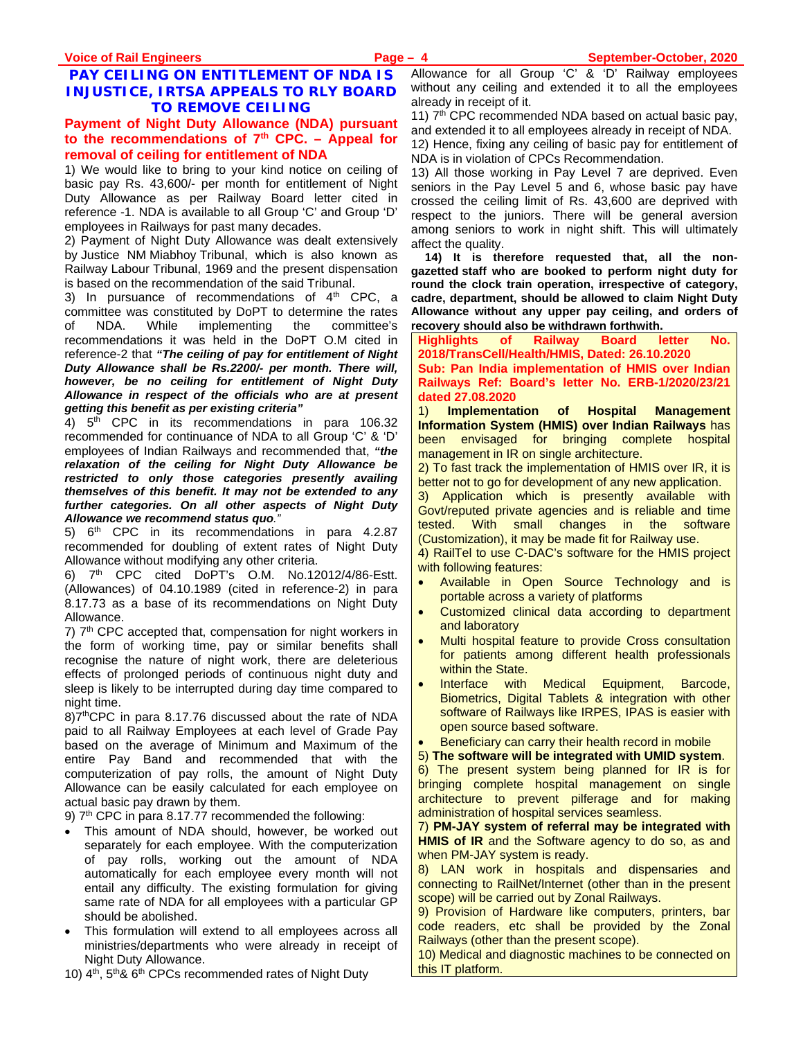## PAY CEILING ON ENTITLEMENT OF NDA IS INJUSTICE, IRTSA APPEALS TO RLY BOARD TO REMOVE CEILING

### Payment of Night Duty Allowance (NDA) pursuant to the recommendations of 7th CPC. – Appeal for removal of ceiling for entitlement of NDA

1) We would like to bring to your kind notice on ceiling of basic pay Rs. 43,600/- per month for entitlement of Night Duty Allowance as per Railway Board letter cited in reference -1. NDA is available to all Group 'C' and Group 'D' employees in Railways for past many decades.

2) Payment of Night Duty Allowance was dealt extensively by Justice NM Miabhoy Tribunal, which is also known as Railway Labour Tribunal, 1969 and the present dispensation is based on the recommendation of the said Tribunal.

3) In pursuance of recommendations of 4th CPC, a committee was constituted by DoPT to determine the rates of NDA. While implementing the committee's recommendations it was held in the DoPT O.M cited in reference-2 that ***"The ceiling of pay for entitlement of Night Duty Allowance shall be Rs.2200/- per month. There will, however, be no ceiling for entitlement of Night Duty Allowance in respect of the officials who are at present getting this benefit as per existing criteria"***

4) 5th CPC in its recommendations in para 106.32 recommended for continuance of NDA to all Group 'C' & 'D' employees of Indian Railways and recommended that, ***"the relaxation of the ceiling for Night Duty Allowance be restricted to only those categories presently availing themselves of this benefit. It may not be extended to any further categories. On all other aspects of Night Duty Allowance we recommend status quo."***

5) 6th CPC in its recommendations in para 4.2.87 recommended for doubling of extent rates of Night Duty Allowance without modifying any other criteria.

6) 7th CPC cited DoPT's O.M. No.12012/4/86-Estt. (Allowances) of 04.10.1989 (cited in reference-2) in para 8.17.73 as a base of its recommendations on Night Duty Allowance.

7) 7th CPC accepted that, compensation for night workers in the form of working time, pay or similar benefits shall recognise the nature of night work, there are deleterious effects of prolonged periods of continuous night duty and sleep is likely to be interrupted during day time compared to night time.

8) 7thCPC in para 8.17.76 discussed about the rate of NDA paid to all Railway Employees at each level of Grade Pay based on the average of Minimum and Maximum of the entire Pay Band and recommended that with the computerization of pay rolls, the amount of Night Duty Allowance can be easily calculated for each employee on actual basic pay drawn by them.

9) 7th CPC in para 8.17.77 recommended the following:

- This amount of NDA should, however, be worked out separately for each employee. With the computerization of pay rolls, working out the amount of NDA automatically for each employee every month will not entail any difficulty. The existing formulation for giving same rate of NDA for all employees with a particular GP should be abolished.
- This formulation will extend to all employees across all ministries/departments who were already in receipt of Night Duty Allowance.

10) 4th, 5th & 6th CPCs recommended rates of Night Duty Allowance for all Group 'C' & 'D' Railway employees without any ceiling and extended it to all the employees already in receipt of it.

11) 7th CPC recommended NDA based on actual basic pay, and extended it to all employees already in receipt of NDA.

12) Hence, fixing any ceiling of basic pay for entitlement of NDA is in violation of CPCs Recommendation.

13) All those working in Pay Level 7 are deprived. Even seniors in the Pay Level 5 and 6, whose basic pay have crossed the ceiling limit of Rs. 43,600 are deprived with respect to the juniors. There will be general aversion among seniors to work in night shift. This will ultimately affect the quality.

**14) It is therefore requested that, all the non-gazetted staff who are booked to perform night duty for round the clock train operation, irrespective of category, cadre, department, should be allowed to claim Night Duty Allowance without any upper pay ceiling, and orders of recovery should also be withdrawn forthwith.**

### Highlights of Railway Board letter No. 2018/TransCell/Health/HMIS, Dated: 26.10.2020

**Sub: Pan India implementation of HMIS over Indian Railways Ref: Board's letter No. ERB-1/2020/23/21 dated 27.08.2020**

1) **Implementation of Hospital Management Information System (HMIS) over Indian Railways** has been envisaged for bringing complete hospital management in IR on single architecture.

2) To fast track the implementation of HMIS over IR, it is better not to go for development of any new application.

3) Application which is presently available with Govt/reputed private agencies and is reliable and time tested. With small changes in the software (Customization), it may be made fit for Railway use.

4) RailTel to use C-DAC's software for the HMIS project with following features:

- Available in Open Source Technology and is portable across a variety of platforms
- Customized clinical data according to department and laboratory
- Multi hospital feature to provide Cross consultation for patients among different health professionals within the State.
- Interface with Medical Equipment, Barcode, Biometrics, Digital Tablets & integration with other software of Railways like IRPES, IPAS is easier with open source based software.
- Beneficiary can carry their health record in mobile

5) **The software will be integrated with UMID system**.

6) The present system being planned for IR is for bringing complete hospital management on single architecture to prevent pilferage and for making administration of hospital services seamless.

7) **PM-JAY system of referral may be integrated with HMIS of IR** and the Software agency to do so, as and when PM-JAY system is ready.

8) LAN work in hospitals and dispensaries and connecting to RailNet/Internet (other than in the present scope) will be carried out by Zonal Railways.

9) Provision of Hardware like computers, printers, bar code readers, etc shall be provided by the Zonal Railways (other than the present scope).

10) Medical and diagnostic machines to be connected on this IT platform.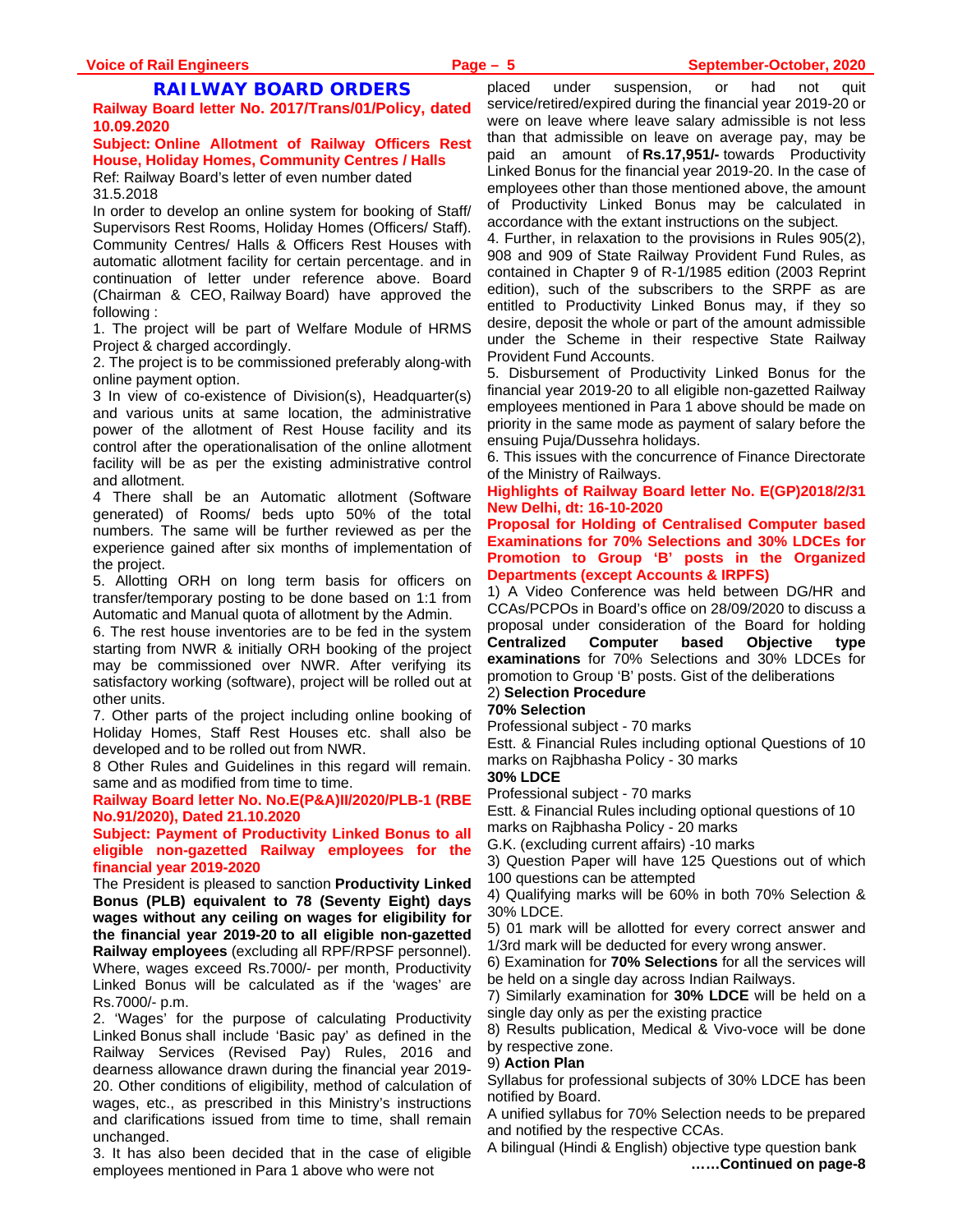# RAILWAY BOARD ORDERS

**Railway Board letter No. 2017/Trans/01/Policy, dated 10.09.2020**

**Subject: Online Allotment of Railway Officers Rest House, Holiday Homes, Community Centres / Halls**

Ref: Railway Board's letter of even number dated 31.5.2018

In order to develop an online system for booking of Staff/ Supervisors Rest Rooms, Holiday Homes (Officers/ Staff). Community Centres/ Halls & Officers Rest Houses with automatic allotment facility for certain percentage. and in continuation of letter under reference above. Board (Chairman & CEO, Railway Board) have approved the following :

1. The project will be part of Welfare Module of HRMS Project & charged accordingly.

2. The project is to be commissioned preferably along-with online payment option.

3 In view of co-existence of Division(s), Headquarter(s) and various units at same location, the administrative power of the allotment of Rest House facility and its control after the operationalisation of the online allotment facility will be as per the existing administrative control and allotment.

4 There shall be an Automatic allotment (Software generated) of Rooms/ beds upto 50% of the total numbers. The same will be further reviewed as per the experience gained after six months of implementation of the project.

5. Allotting ORH on long term basis for officers on transfer/temporary posting to be done based on 1:1 from Automatic and Manual quota of allotment by the Admin.

6. The rest house inventories are to be fed in the system starting from NWR & initially ORH booking of the project may be commissioned over NWR. After verifying its satisfactory working (software), project will be rolled out at other units.

7. Other parts of the project including online booking of Holiday Homes, Staff Rest Houses etc. shall also be developed and to be rolled out from NWR.

8 Other Rules and Guidelines in this regard will remain. same and as modified from time to time.

**Railway Board letter No. No.E(P&A)II/2020/PLB-1 (RBE No.91/2020), Dated 21.10.2020**

**Subject: Payment of Productivity Linked Bonus to all eligible non-gazetted Railway employees for the financial year 2019-2020**

The President is pleased to sanction **Productivity Linked Bonus (PLB) equivalent to 78 (Seventy Eight) days wages without any ceiling on wages for eligibility for the financial year 2019-20 to all eligible non-gazetted Railway employees** (excluding all RPF/RPSF personnel). Where, wages exceed Rs.7000/- per month, Productivity Linked Bonus will be calculated as if the 'wages' are Rs.7000/- p.m.

2. 'Wages' for the purpose of calculating Productivity Linked Bonus shall include 'Basic pay' as defined in the Railway Services (Revised Pay) Rules, 2016 and dearness allowance drawn during the financial year 2019-20. Other conditions of eligibility, method of calculation of wages, etc., as prescribed in this Ministry's instructions and clarifications issued from time to time, shall remain unchanged.

3. It has also been decided that in the case of eligible employees mentioned in Para 1 above who were not placed under suspension, or had not quit service/retired/expired during the financial year 2019-20 or were on leave where leave salary admissible is not less than that admissible on leave on average pay, may be paid an amount of **Rs.17,951/-** towards Productivity Linked Bonus for the financial year 2019-20. In the case of employees other than those mentioned above, the amount of Productivity Linked Bonus may be calculated in accordance with the extant instructions on the subject.

4. Further, in relaxation to the provisions in Rules 905(2), 908 and 909 of State Railway Provident Fund Rules, as contained in Chapter 9 of R-1/1985 edition (2003 Reprint edition), such of the subscribers to the SRPF as are entitled to Productivity Linked Bonus may, if they so desire, deposit the whole or part of the amount admissible under the Scheme in their respective State Railway Provident Fund Accounts.

5. Disbursement of Productivity Linked Bonus for the financial year 2019-20 to all eligible non-gazetted Railway employees mentioned in Para 1 above should be made on priority in the same mode as payment of salary before the ensuing Puja/Dussehra holidays.

6. This issues with the concurrence of Finance Directorate of the Ministry of Railways.

**Highlights of Railway Board letter No. E(GP)2018/2/31 New Delhi, dt: 16-10-2020**

**Proposal for Holding of Centralised Computer based Examinations for 70% Selections and 30% LDCEs for Promotion to Group 'B' posts in the Organized Departments (except Accounts & IRPFS)**

1) A Video Conference was held between DG/HR and CCAs/PCPOs in Board's office on 28/09/2020 to discuss a proposal under consideration of the Board for holding **Centralized Computer based Objective type examinations** for 70% Selections and 30% LDCEs for promotion to Group 'B' posts. Gist of the deliberations

2) **Selection Procedure**

**70% Selection**

Professional subject - 70 marks

Estt. & Financial Rules including optional Questions of 10 marks on Rajbhasha Policy - 30 marks

**30% LDCE**

Professional subject - 70 marks

Estt. & Financial Rules including optional questions of 10 marks on Rajbhasha Policy - 20 marks

G.K. (excluding current affairs) -10 marks

3) Question Paper will have 125 Questions out of which 100 questions can be attempted

4) Qualifying marks will be 60% in both 70% Selection & 30% LDCE.

5) 01 mark will be allotted for every correct answer and 1/3rd mark will be deducted for every wrong answer.

6) Examination for **70% Selections** for all the services will be held on a single day across Indian Railways.

7) Similarly examination for **30% LDCE** will be held on a single day only as per the existing practice

8) Results publication, Medical & Vivo-voce will be done by respective zone.

9) **Action Plan**

Syllabus for professional subjects of 30% LDCE has been notified by Board.

A unified syllabus for 70% Selection needs to be prepared and notified by the respective CCAs.

A bilingual (Hindi & English) objective type question bank

**……Continued on page-8**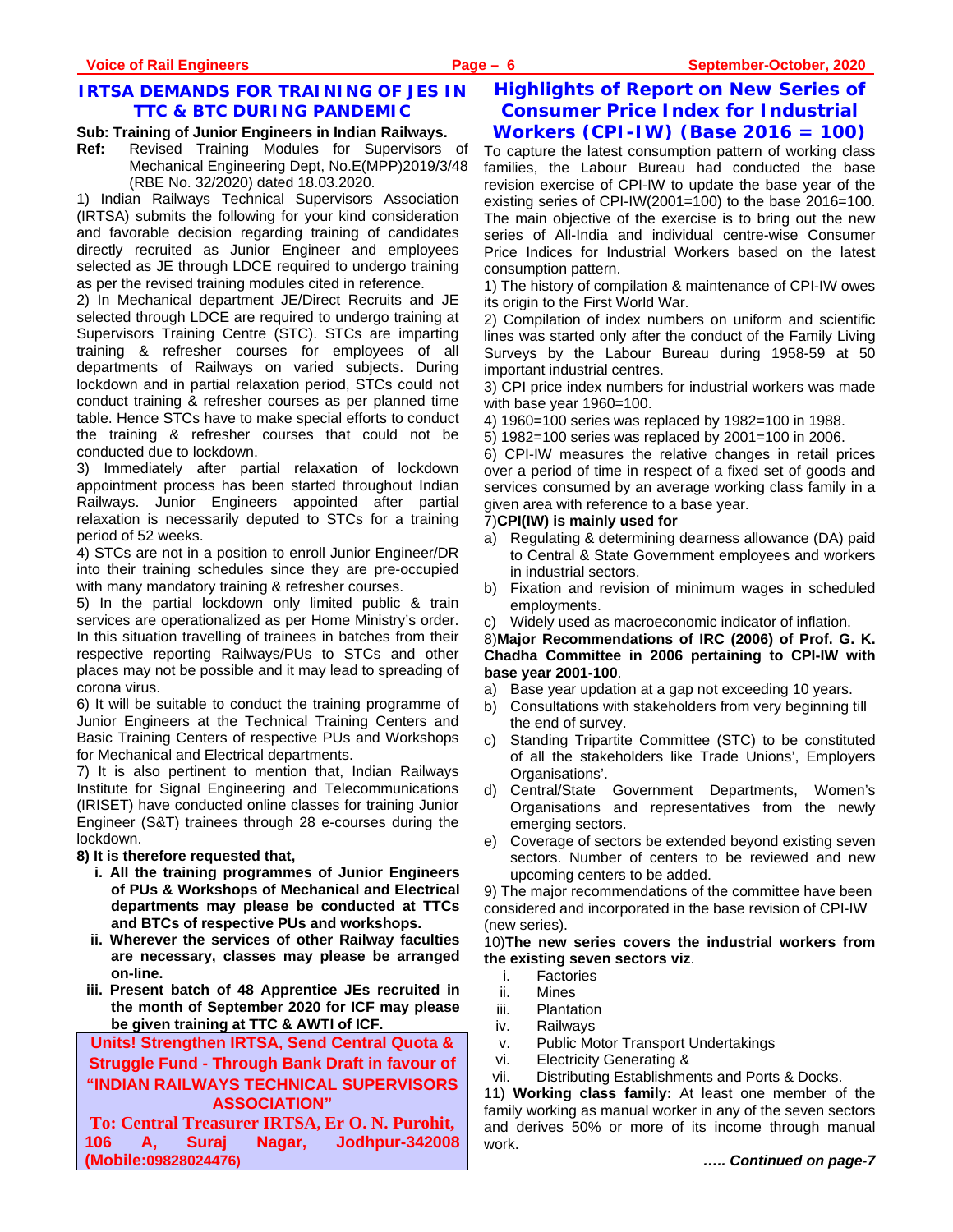## IRTSA DEMANDS FOR TRAINING OF JES IN TTC & BTC DURING PANDEMIC

**Sub: Training of Junior Engineers in Indian Railways.**

**Ref:** Revised Training Modules for Supervisors of Mechanical Engineering Dept, No.E(MPP)2019/3/48 (RBE No. 32/2020) dated 18.03.2020.

1) Indian Railways Technical Supervisors Association (IRTSA) submits the following for your kind consideration and favorable decision regarding training of candidates directly recruited as Junior Engineer and employees selected as JE through LDCE required to undergo training as per the revised training modules cited in reference.

2) In Mechanical department JE/Direct Recruits and JE selected through LDCE are required to undergo training at Supervisors Training Centre (STC). STCs are imparting training & refresher courses for employees of all departments of Railways on varied subjects. During lockdown and in partial relaxation period, STCs could not conduct training & refresher courses as per planned time table. Hence STCs have to make special efforts to conduct the training & refresher courses that could not be conducted due to lockdown.

3) Immediately after partial relaxation of lockdown appointment process has been started throughout Indian Railways. Junior Engineers appointed after partial relaxation is necessarily deputed to STCs for a training period of 52 weeks.

4) STCs are not in a position to enroll Junior Engineer/DR into their training schedules since they are pre-occupied with many mandatory training & refresher courses.

5) In the partial lockdown only limited public & train services are operationalized as per Home Ministry's order. In this situation travelling of trainees in batches from their respective reporting Railways/PUs to STCs and other places may not be possible and it may lead to spreading of corona virus.

6) It will be suitable to conduct the training programme of Junior Engineers at the Technical Training Centers and Basic Training Centers of respective PUs and Workshops for Mechanical and Electrical departments.

7) It is also pertinent to mention that, Indian Railways Institute for Signal Engineering and Telecommunications (IRISET) have conducted online classes for training Junior Engineer (S&T) trainees through 28 e-courses during the lockdown.

**8) It is therefore requested that,**

i. **All the training programmes of Junior Engineers of PUs & Workshops of Mechanical and Electrical departments may please be conducted at TTCs and BTCs of respective PUs and workshops.**

ii. **Wherever the services of other Railway faculties are necessary, classes may please be arranged on-line.**

iii. **Present batch of 48 Apprentice JEs recruited in the month of September 2020 for ICF may please be given training at TTC & AWTI of ICF.**

**Units! Strengthen IRTSA, Send Central Quota & Struggle Fund - Through Bank Draft in favour of "INDIAN RAILWAYS TECHNICAL SUPERVISORS ASSOCIATION"**

**To: Central Treasurer IRTSA, Er O. N. Purohit, 106 A, Suraj Nagar, Jodhpur-342008 (Mobile:09828024476)**

## Highlights of Report on New Series of Consumer Price Index for Industrial Workers (CPI-IW) (Base 2016 = 100)

To capture the latest consumption pattern of working class families, the Labour Bureau had conducted the base revision exercise of CPI-IW to update the base year of the existing series of CPI-IW(2001=100) to the base 2016=100. The main objective of the exercise is to bring out the new series of All-India and individual centre-wise Consumer Price Indices for Industrial Workers based on the latest consumption pattern.

1) The history of compilation & maintenance of CPI-IW owes its origin to the First World War.

2) Compilation of index numbers on uniform and scientific lines was started only after the conduct of the Family Living Surveys by the Labour Bureau during 1958-59 at 50 important industrial centres.

3) CPI price index numbers for industrial workers was made with base year 1960=100.

4) 1960=100 series was replaced by 1982=100 in 1988.

5) 1982=100 series was replaced by 2001=100 in 2006.

6) CPI-IW measures the relative changes in retail prices over a period of time in respect of a fixed set of goods and services consumed by an average working class family in a given area with reference to a base year.

7)**CPI(IW) is mainly used for**

a) Regulating & determining dearness allowance (DA) paid to Central & State Government employees and workers in industrial sectors.

b) Fixation and revision of minimum wages in scheduled employments.

c) Widely used as macroeconomic indicator of inflation.

8)**Major Recommendations of IRC (2006) of Prof. G. K. Chadha Committee in 2006 pertaining to CPI-IW with base year 2001-100**.

a) Base year updation at a gap not exceeding 10 years.

b) Consultations with stakeholders from very beginning till the end of survey.

c) Standing Tripartite Committee (STC) to be constituted of all the stakeholders like Trade Unions', Employers Organisations'.

d) Central/State Government Departments, Women's Organisations and representatives from the newly emerging sectors.

e) Coverage of sectors be extended beyond existing seven sectors. Number of centers to be reviewed and new upcoming centers to be added.

9) The major recommendations of the committee have been considered and incorporated in the base revision of CPI-IW (new series).

10)**The new series covers the industrial workers from the existing seven sectors viz**.

i. Factories
ii. Mines
iii. Plantation
iv. Railways
v. Public Motor Transport Undertakings
vi. Electricity Generating &
vii. Distributing Establishments and Ports & Docks.

11) **Working class family:** At least one member of the family working as manual worker in any of the seven sectors and derives 50% or more of its income through manual work.

***….. Continued on page-7***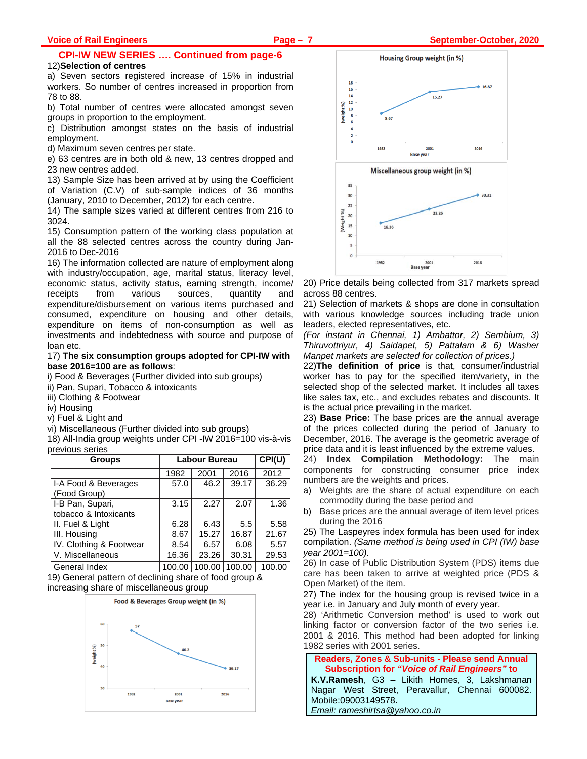## CPI-IW NEW SERIES …. Continued from page-6

12)**Selection of centres**

a) Seven sectors registered increase of 15% in industrial workers. So number of centres increased in proportion from 78 to 88.

b) Total number of centres were allocated amongst seven groups in proportion to the employment.

c) Distribution amongst states on the basis of industrial employment.

d) Maximum seven centres per state.

e) 63 centres are in both old & new, 13 centres dropped and 23 new centres added.

13) Sample Size has been arrived at by using the Coefficient of Variation (C.V) of sub-sample indices of 36 months (January, 2010 to December, 2012) for each centre.

14) The sample sizes varied at different centres from 216 to 3024.

15) Consumption pattern of the working class population at all the 88 selected centres across the country during Jan-2016 to Dec-2016

16) The information collected are nature of employment along with industry/occupation, age, marital status, literacy level, economic status, activity status, earning strength, income/ receipts from various sources, quantity and expenditure/disbursement on various items purchased and consumed, expenditure on housing and other details, expenditure on items of non-consumption as well as investments and indebtedness with source and purpose of loan etc.

17) **The six consumption groups adopted for CPI-IW with base 2016=100 are as follows**:

i) Food & Beverages (Further divided into sub groups)

ii) Pan, Supari, Tobacco & intoxicants

iii) Clothing & Footwear

iv) Housing

v) Fuel & Light and

vi) Miscellaneous (Further divided into sub groups)

18) All-India group weights under CPI -IW 2016=100 vis-à-vis previous series

| Groups | Labour Bureau | | | CPI(U) |
|---|---|---|---|---|
| | 1982 | 2001 | 2016 | 2012 |
| I-A Food & Beverages (Food Group) | 57.0 | 46.2 | 39.17 | 36.29 |
| I-B Pan, Supari, tobacco & Intoxicants | 3.15 | 2.27 | 2.07 | 1.36 |
| II. Fuel & Light | 6.28 | 6.43 | 5.5 | 5.58 |
| III. Housing | 8.67 | 15.27 | 16.87 | 21.67 |
| IV. Clothing & Footwear | 8.54 | 6.57 | 6.08 | 5.57 |
| V. Miscellaneous | 16.36 | 23.26 | 30.31 | 29.53 |
| General Index | 100.00 | 100.00 | 100.00 | 100.00 |

19) General pattern of declining share of food group & increasing share of miscellaneous group

Food & Beverages Group weight (in %)

Housing Group weight (in %)

Miscellaneous group weight (in %)

20) Price details being collected from 317 markets spread across 88 centres.

21) Selection of markets & shops are done in consultation with various knowledge sources including trade union leaders, elected representatives, etc.

*(For instant in Chennai, 1) Ambattor, 2) Sembium, 3) Thiruvottriyur, 4) Saidapet, 5) Pattalam & 6) Washer Manpet markets are selected for collection of prices.)*

22)**The definition of price** is that, consumer/industrial worker has to pay for the specified item/variety, in the selected shop of the selected market. It includes all taxes like sales tax, etc., and excludes rebates and discounts. It is the actual price prevailing in the market.

23) **Base Price:** The base prices are the annual average of the prices collected during the period of January to December, 2016. The average is the geometric average of price data and it is least influenced by the extreme values.

24) **Index Compilation Methodology:** The main components for constructing consumer price index numbers are the weights and prices.

a) Weights are the share of actual expenditure on each commodity during the base period and

b) Base prices are the annual average of item level prices during the 2016

25) The Laspeyres index formula has been used for index compilation. *(Same method is being used in CPI (IW) base year 2001=100).*

26) In case of Public Distribution System (PDS) items due care has been taken to arrive at weighted price (PDS & Open Market) of the item.

27) The index for the housing group is revised twice in a year i.e. in January and July month of every year.

28) 'Arithmetic Conversion method' is used to work out linking factor or conversion factor of the two series i.e. 2001 & 2016. This method had been adopted for linking 1982 series with 2001 series.

**Readers, Zones & Sub-units - Please send Annual Subscription for *"Voice of Rail Engineers"* to**

**K.V.Ramesh**, G3 – Likith Homes, 3, Lakshmanan Nagar West Street, Peravallur, Chennai 600082. Mobile:09003149578**.**

*Email: rameshirtsa@yahoo.co.in*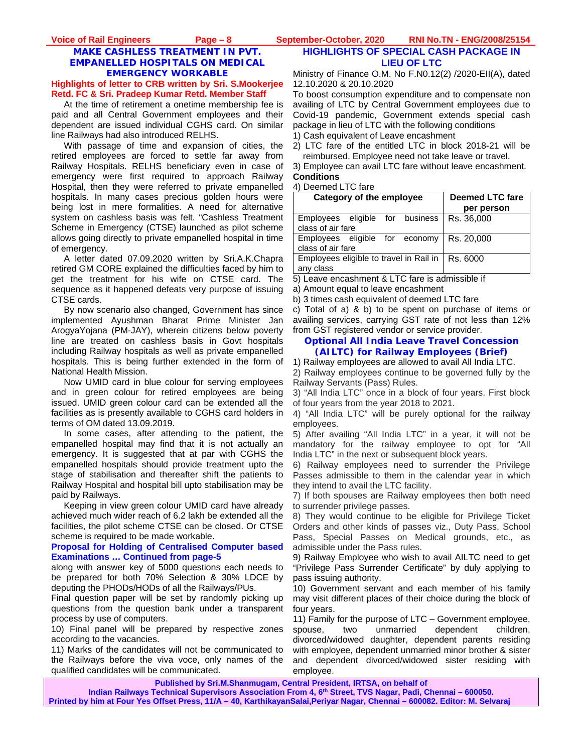## MAKE CASHLESS TREATMENT IN PVT. EMPANELLED HOSPITALS ON MEDICAL EMERGENCY WORKABLE

**Highlights of letter to CRB written by Sri. S.Mookerjee Retd. FC & Sri. Pradeep Kumar Retd. Member Staff**

At the time of retirement a onetime membership fee is paid and all Central Government employees and their dependent are issued individual CGHS card. On similar line Railways had also introduced RELHS.

With passage of time and expansion of cities, the retired employees are forced to settle far away from Railway Hospitals. RELHS beneficiary even in case of emergency were first required to approach Railway Hospital, then they were referred to private empanelled hospitals. In many cases precious golden hours were being lost in mere formalities. A need for alternative system on cashless basis was felt. "Cashless Treatment Scheme in Emergency (CTSE) launched as pilot scheme allows going directly to private empanelled hospital in time of emergency.

A letter dated 07.09.2020 written by Sri.A.K.Chapra retired GM CORE explained the difficulties faced by him to get the treatment for his wife on CTSE card. The sequence as it happened defeats very purpose of issuing CTSE cards.

By now scenario also changed, Government has since implemented Ayushman Bharat Prime Minister Jan ArogyaYojana (PM-JAY), wherein citizens below poverty line are treated on cashless basis in Govt hospitals including Railway hospitals as well as private empanelled hospitals. This is being further extended in the form of National Health Mission.

Now UMID card in blue colour for serving employees and in green colour for retired employees are being issued. UMID green colour card can be extended all the facilities as is presently available to CGHS card holders in terms of OM dated 13.09.2019.

In some cases, after attending to the patient, the empanelled hospital may find that it is not actually an emergency. It is suggested that at par with CGHS the empanelled hospitals should provide treatment upto the stage of stabilisation and thereafter shift the patients to Railway Hospital and hospital bill upto stabilisation may be paid by Railways.

Keeping in view green colour UMID card have already achieved much wider reach of 6.2 lakh be extended all the facilities, the pilot scheme CTSE can be closed. Or CTSE scheme is required to be made workable.

**Proposal for Holding of Centralised Computer based Examinations … Continued from page-5**

along with answer key of 5000 questions each needs to be prepared for both 70% Selection & 30% LDCE by deputing the PHODs/HODs of all the Railways/PUs.

Final question paper will be set by randomly picking up questions from the question bank under a transparent process by use of computers.

10) Final panel will be prepared by respective zones according to the vacancies.

11) Marks of the candidates will not be communicated to the Railways before the viva voce, only names of the qualified candidates will be communicated.

## HIGHLIGHTS OF SPECIAL CASH PACKAGE IN LIEU OF LTC

Ministry of Finance O.M. No F.N0.12(2) /2020-EII(A), dated 12.10.2020 & 20.10.2020

To boost consumption expenditure and to compensate non availing of LTC by Central Government employees due to Covid-19 pandemic, Government extends special cash package in lieu of LTC with the following conditions

1) Cash equivalent of Leave encashment
2) LTC fare of the entitled LTC in block 2018-21 will be reimbursed. Employee need not take leave or travel.
3) Employee can avail LTC fare without leave encashment.

**Conditions**

4) Deemed LTC fare

| Category of the employee | Deemed LTC fare per person |
|---|---|
| Employees eligible for business class of air fare | Rs. 36,000 |
| Employees eligible for economy class of air fare | Rs. 20,000 |
| Employees eligible to travel in Rail in any class | Rs. 6000 |

5) Leave encashment & LTC fare is admissible if

a) Amount equal to leave encashment

b) 3 times cash equivalent of deemed LTC fare

c) Total of a) & b) to be spent on purchase of items or availing services, carrying GST rate of not less than 12% from GST registered vendor or service provider.

## Optional All India Leave Travel Concession (AILTC) for Railway Employees (Brief)

1) Railway employees are allowed to avail All India LTC.

2) Railway employees continue to be governed fully by the Railway Servants (Pass) Rules.

3) "All India LTC" once in a block of four years. First block of four years from the year 2018 to 2021.

4) "All India LTC" will be purely optional for the railway employees.

5) After availing "All India LTC" in a year, it will not be mandatory for the railway employee to opt for "All India LTC" in the next or subsequent block years.

6) Railway employees need to surrender the Privilege Passes admissible to them in the calendar year in which they intend to avail the LTC facility.

7) If both spouses are Railway employees then both need to surrender privilege passes.

8) They would continue to be eligible for Privilege Ticket Orders and other kinds of passes viz., Duty Pass, School Pass, Special Passes on Medical grounds, etc., as admissible under the Pass rules.

9) Railway Employee who wish to avail AILTC need to get "Privilege Pass Surrender Certificate" by duly applying to pass issuing authority.

10) Government servant and each member of his family may visit different places of their choice during the block of four years.

11) Family for the purpose of LTC – Government employee, spouse, two unmarried dependent children, divorced/widowed daughter, dependent parents residing with employee, dependent unmarried minor brother & sister and dependent divorced/widowed sister residing with employee.

**Published by Sri.M.Shanmugam, Central President, IRTSA, on behalf of Indian Railways Technical Supervisors Association From 4, 6th Street, TVS Nagar, Padi, Chennai – 600050. Printed by him at Four Yes Offset Press, 11/A – 40, KarthikayanSalai,Periyar Nagar, Chennai – 600082. Editor: M. Selvaraj**